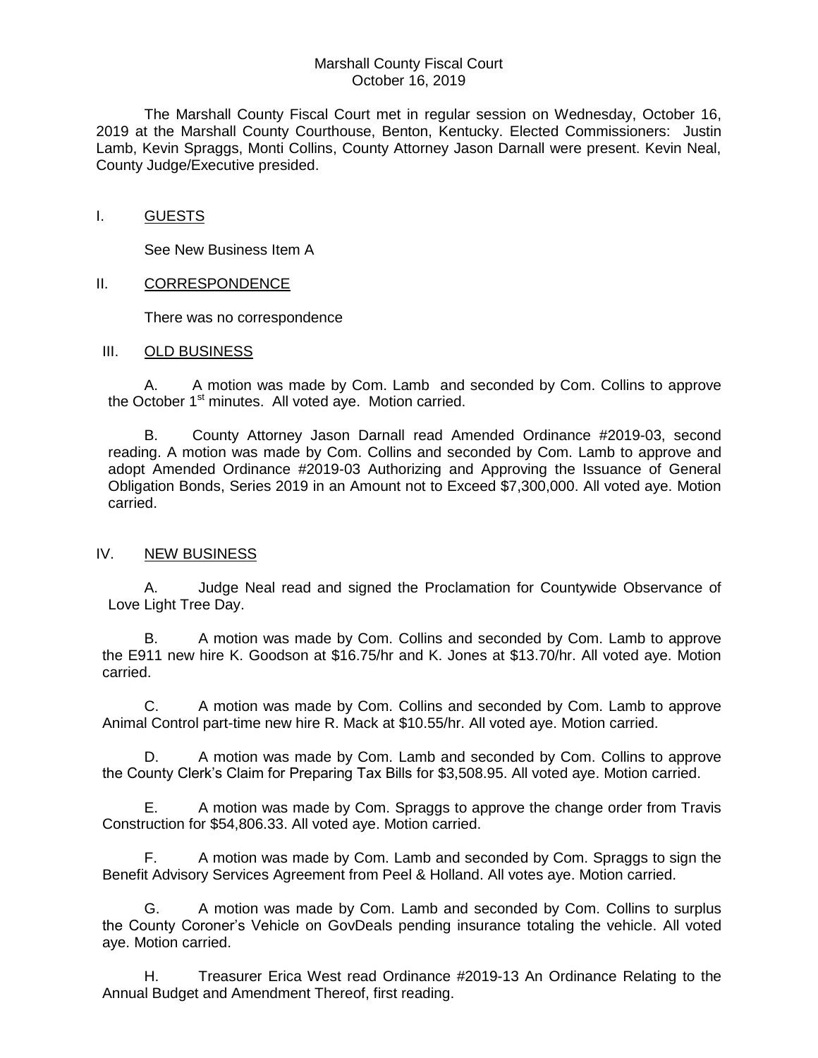Marshall County Fiscal Court
October 16, 2019

The Marshall County Fiscal Court met in regular session on Wednesday, October 16, 2019 at the Marshall County Courthouse, Benton, Kentucky. Elected Commissioners: Justin Lamb, Kevin Spraggs, Monti Collins, County Attorney Jason Darnall were present. Kevin Neal, County Judge/Executive presided.

## I. GUESTS

See New Business Item A

## II. CORRESPONDENCE

There was no correspondence

## III. OLD BUSINESS

A. A motion was made by Com. Lamb and seconded by Com. Collins to approve the October 1st minutes. All voted aye. Motion carried.

B. County Attorney Jason Darnall read Amended Ordinance #2019-03, second reading. A motion was made by Com. Collins and seconded by Com. Lamb to approve and adopt Amended Ordinance #2019-03 Authorizing and Approving the Issuance of General Obligation Bonds, Series 2019 in an Amount not to Exceed $7,300,000. All voted aye. Motion carried.

## IV. NEW BUSINESS

A. Judge Neal read and signed the Proclamation for Countywide Observance of Love Light Tree Day.

B. A motion was made by Com. Collins and seconded by Com. Lamb to approve the E911 new hire K. Goodson at $16.75/hr and K. Jones at $13.70/hr. All voted aye. Motion carried.

C. A motion was made by Com. Collins and seconded by Com. Lamb to approve Animal Control part-time new hire R. Mack at $10.55/hr. All voted aye. Motion carried.

D. A motion was made by Com. Lamb and seconded by Com. Collins to approve the County Clerk's Claim for Preparing Tax Bills for $3,508.95. All voted aye. Motion carried.

E. A motion was made by Com. Spraggs to approve the change order from Travis Construction for $54,806.33. All voted aye. Motion carried.

F. A motion was made by Com. Lamb and seconded by Com. Spraggs to sign the Benefit Advisory Services Agreement from Peel & Holland. All votes aye. Motion carried.

G. A motion was made by Com. Lamb and seconded by Com. Collins to surplus the County Coroner's Vehicle on GovDeals pending insurance totaling the vehicle. All voted aye. Motion carried.

H. Treasurer Erica West read Ordinance #2019-13 An Ordinance Relating to the Annual Budget and Amendment Thereof, first reading.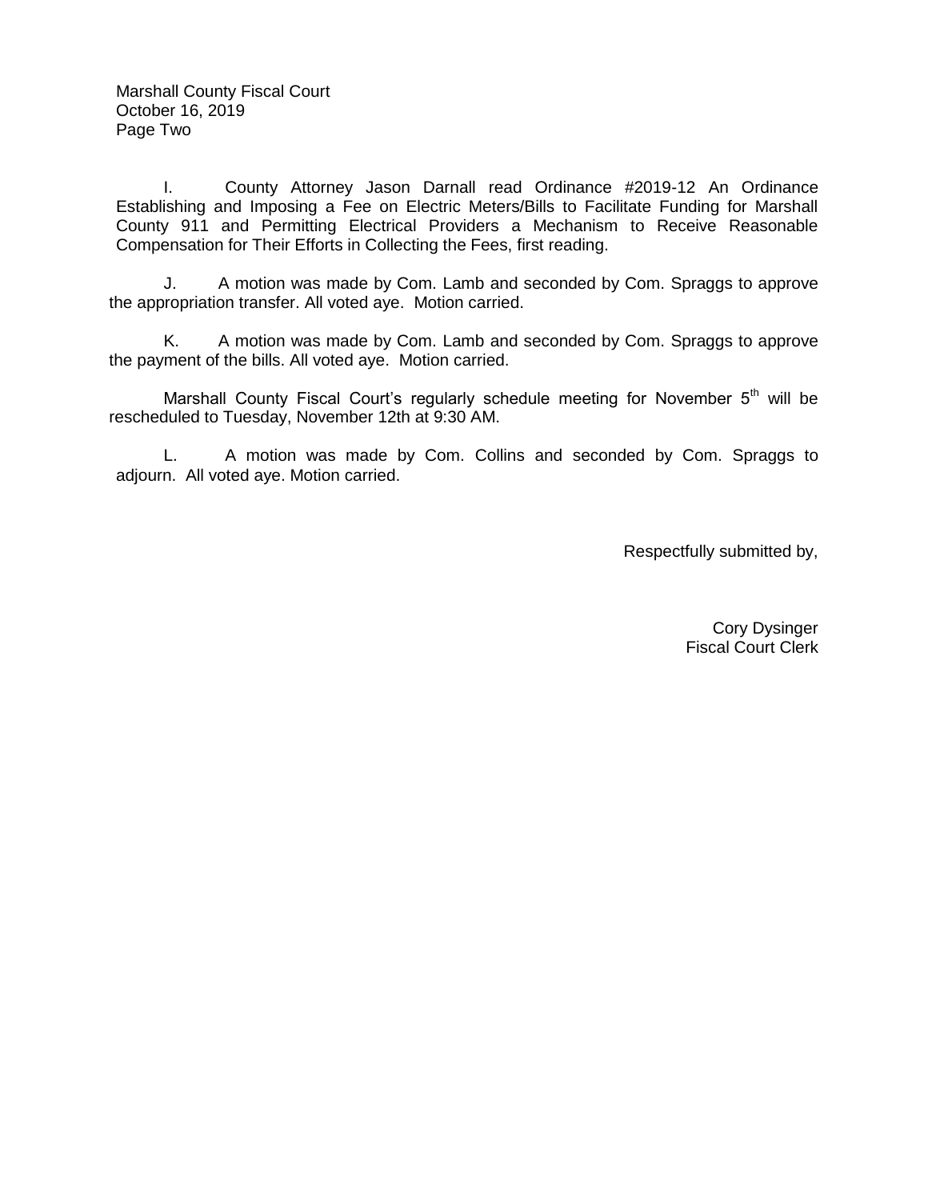I. County Attorney Jason Darnall read Ordinance #2019-12 An Ordinance Establishing and Imposing a Fee on Electric Meters/Bills to Facilitate Funding for Marshall County 911 and Permitting Electrical Providers a Mechanism to Receive Reasonable Compensation for Their Efforts in Collecting the Fees, first reading.

J. A motion was made by Com. Lamb and seconded by Com. Spraggs to approve the appropriation transfer. All voted aye. Motion carried.

K. A motion was made by Com. Lamb and seconded by Com. Spraggs to approve the payment of the bills. All voted aye. Motion carried.

Marshall County Fiscal Court's regularly schedule meeting for November 5th will be rescheduled to Tuesday, November 12th at 9:30 AM.

L. A motion was made by Com. Collins and seconded by Com. Spraggs to adjourn. All voted aye. Motion carried.

Respectfully submitted by,

Cory Dysinger
Fiscal Court Clerk